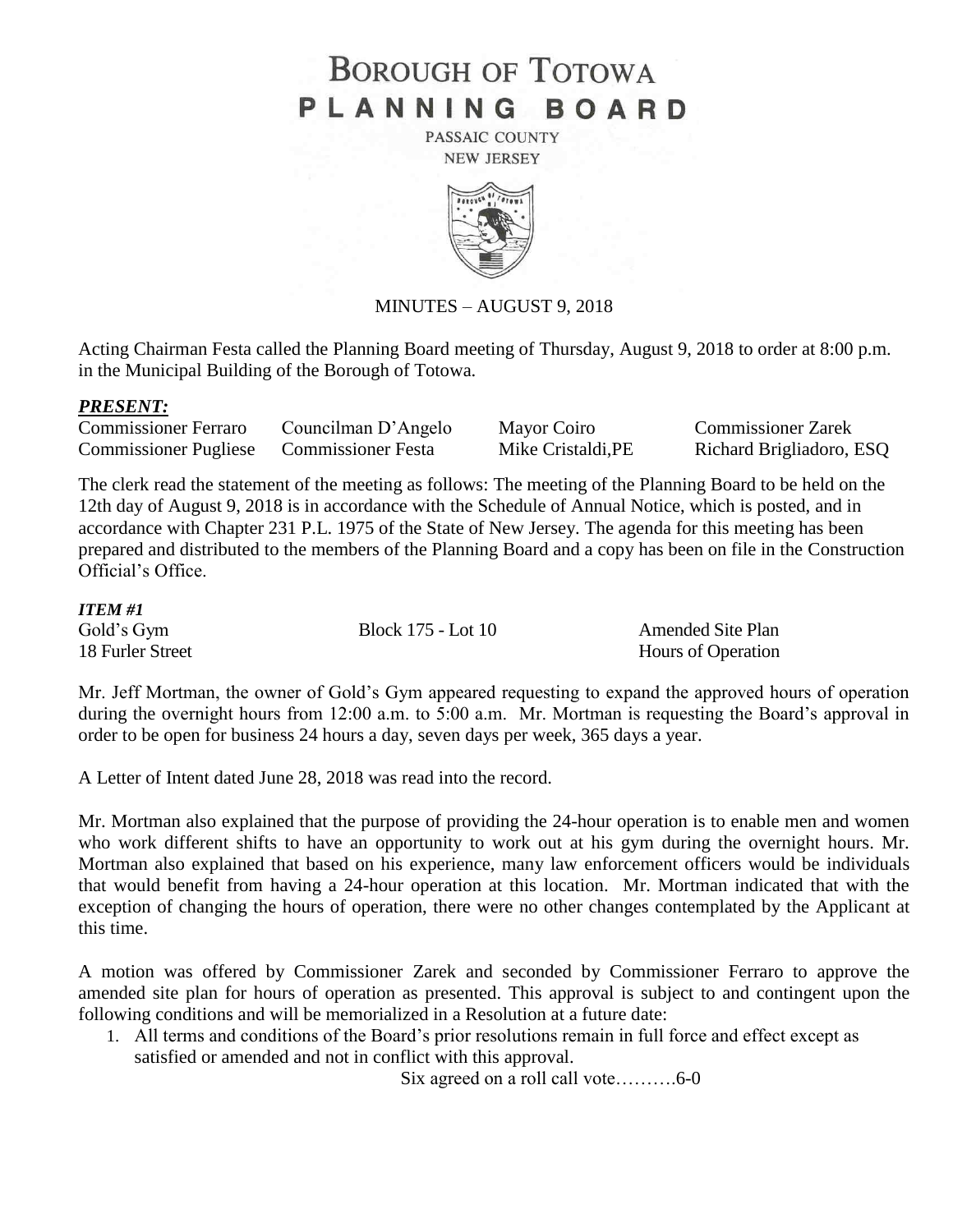# BOROUGH OF TOTOWA

# PLANNING BOARD

PASSAIC COUNTY

NEW JERSEY

MINUTES – AUGUST 9, 2018

Acting Chairman Festa called the Planning Board meeting of Thursday, August 9, 2018 to order at 8:00 p.m. in the Municipal Building of the Borough of Totowa.

***PRESENT:***

| | | | |
|---|---|---|---|
| Commissioner Ferraro | Councilman D'Angelo | Mayor Coiro | Commissioner Zarek |
| Commissioner Pugliese | Commissioner Festa | Mike Cristaldi,PE | Richard Brigliadoro, ESQ |

The clerk read the statement of the meeting as follows: The meeting of the Planning Board to be held on the 12th day of August 9, 2018 is in accordance with the Schedule of Annual Notice, which is posted, and in accordance with Chapter 231 P.L. 1975 of the State of New Jersey. The agenda for this meeting has been prepared and distributed to the members of the Planning Board and a copy has been on file in the Construction Official's Office.

***ITEM #1***

| | | |
|---|---|---|
| Gold's Gym | Block 175 - Lot 10 | Amended Site Plan |
| 18 Furler Street | | Hours of Operation |

Mr. Jeff Mortman, the owner of Gold's Gym appeared requesting to expand the approved hours of operation during the overnight hours from 12:00 a.m. to 5:00 a.m. Mr. Mortman is requesting the Board's approval in order to be open for business 24 hours a day, seven days per week, 365 days a year.

A Letter of Intent dated June 28, 2018 was read into the record.

Mr. Mortman also explained that the purpose of providing the 24-hour operation is to enable men and women who work different shifts to have an opportunity to work out at his gym during the overnight hours. Mr. Mortman also explained that based on his experience, many law enforcement officers would be individuals that would benefit from having a 24-hour operation at this location. Mr. Mortman indicated that with the exception of changing the hours of operation, there were no other changes contemplated by the Applicant at this time.

A motion was offered by Commissioner Zarek and seconded by Commissioner Ferraro to approve the amended site plan for hours of operation as presented. This approval is subject to and contingent upon the following conditions and will be memorialized in a Resolution at a future date:

1. All terms and conditions of the Board's prior resolutions remain in full force and effect except as satisfied or amended and not in conflict with this approval.

Six agreed on a roll call vote……….6-0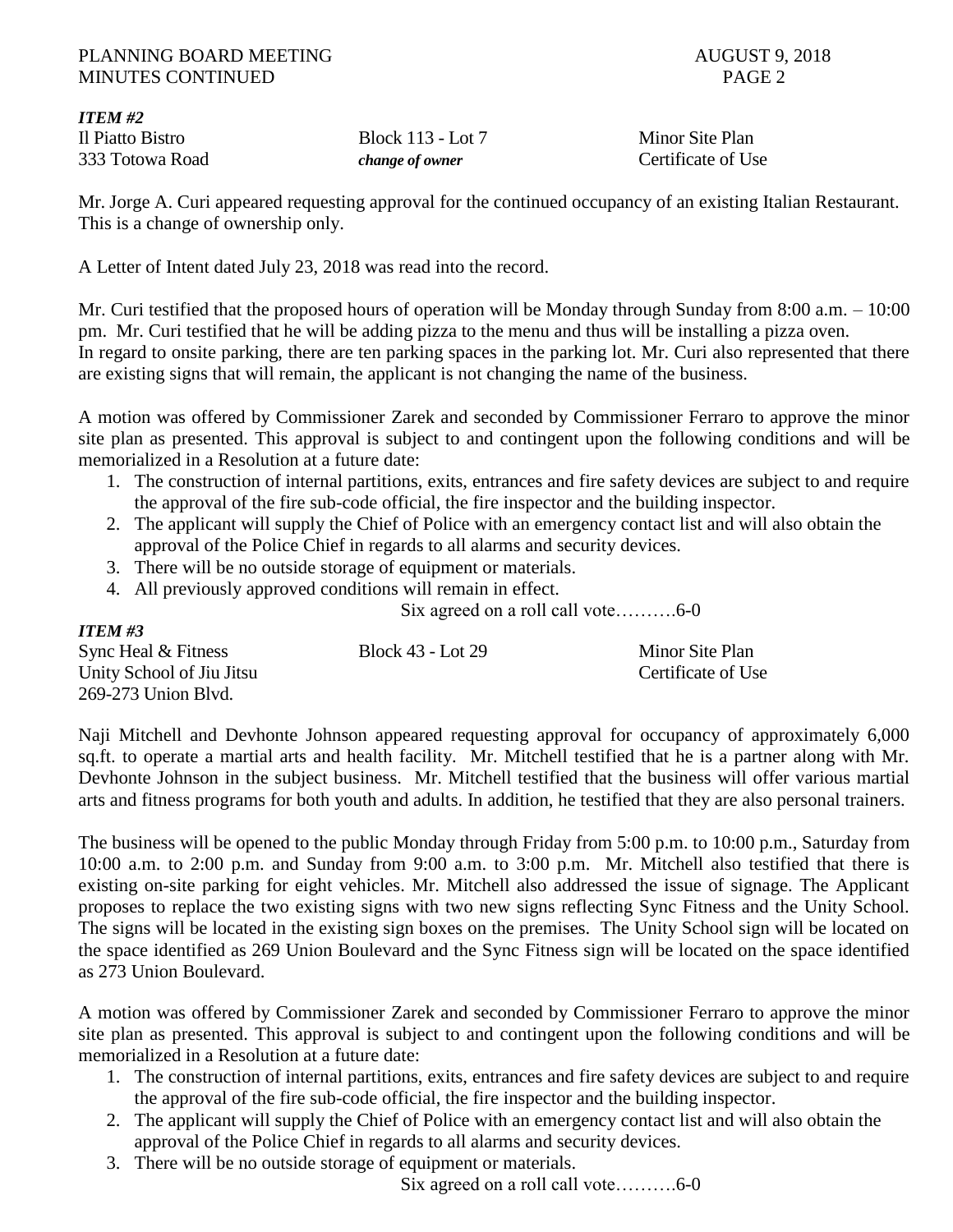***ITEM #2***

| | | |
|---|---|---|
| Il Piatto Bistro | Block 113 - Lot 7 | Minor Site Plan |
| 333 Totowa Road | ***change of owner*** | Certificate of Use |

Mr. Jorge A. Curi appeared requesting approval for the continued occupancy of an existing Italian Restaurant. This is a change of ownership only.

A Letter of Intent dated July 23, 2018 was read into the record.

Mr. Curi testified that the proposed hours of operation will be Monday through Sunday from 8:00 a.m. – 10:00 pm. Mr. Curi testified that he will be adding pizza to the menu and thus will be installing a pizza oven. In regard to onsite parking, there are ten parking spaces in the parking lot. Mr. Curi also represented that there are existing signs that will remain, the applicant is not changing the name of the business.

A motion was offered by Commissioner Zarek and seconded by Commissioner Ferraro to approve the minor site plan as presented. This approval is subject to and contingent upon the following conditions and will be memorialized in a Resolution at a future date:

1. The construction of internal partitions, exits, entrances and fire safety devices are subject to and require the approval of the fire sub-code official, the fire inspector and the building inspector.
2. The applicant will supply the Chief of Police with an emergency contact list and will also obtain the approval of the Police Chief in regards to all alarms and security devices.
3. There will be no outside storage of equipment or materials.
4. All previously approved conditions will remain in effect.

Six agreed on a roll call vote……….6-0

***ITEM #3***

| | | |
|---|---|---|
| Sync Heal & Fitness | Block 43 - Lot 29 | Minor Site Plan |
| Unity School of Jiu Jitsu | | Certificate of Use |
| 269-273 Union Blvd. | | |

Naji Mitchell and Devhonte Johnson appeared requesting approval for occupancy of approximately 6,000 sq.ft. to operate a martial arts and health facility. Mr. Mitchell testified that he is a partner along with Mr. Devhonte Johnson in the subject business. Mr. Mitchell testified that the business will offer various martial arts and fitness programs for both youth and adults. In addition, he testified that they are also personal trainers.

The business will be opened to the public Monday through Friday from 5:00 p.m. to 10:00 p.m., Saturday from 10:00 a.m. to 2:00 p.m. and Sunday from 9:00 a.m. to 3:00 p.m. Mr. Mitchell also testified that there is existing on-site parking for eight vehicles. Mr. Mitchell also addressed the issue of signage. The Applicant proposes to replace the two existing signs with two new signs reflecting Sync Fitness and the Unity School. The signs will be located in the existing sign boxes on the premises. The Unity School sign will be located on the space identified as 269 Union Boulevard and the Sync Fitness sign will be located on the space identified as 273 Union Boulevard.

A motion was offered by Commissioner Zarek and seconded by Commissioner Ferraro to approve the minor site plan as presented. This approval is subject to and contingent upon the following conditions and will be memorialized in a Resolution at a future date:

1. The construction of internal partitions, exits, entrances and fire safety devices are subject to and require the approval of the fire sub-code official, the fire inspector and the building inspector.
2. The applicant will supply the Chief of Police with an emergency contact list and will also obtain the approval of the Police Chief in regards to all alarms and security devices.
3. There will be no outside storage of equipment or materials.

Six agreed on a roll call vote……….6-0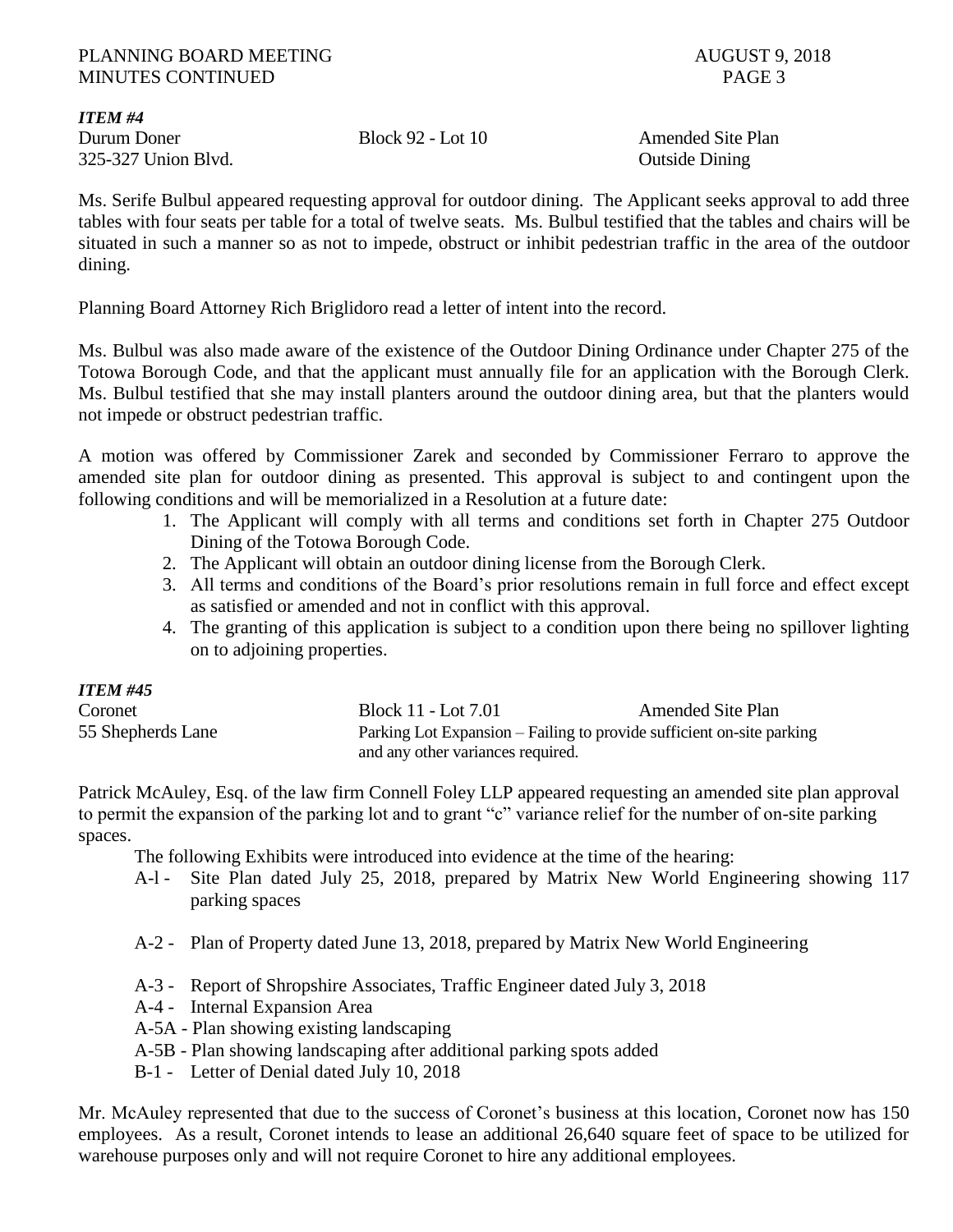***ITEM #4***

| | | |
|---|---|---|
| Durum Doner | Block 92 - Lot 10 | Amended Site Plan |
| 325-327 Union Blvd. | | Outside Dining |

Ms. Serife Bulbul appeared requesting approval for outdoor dining. The Applicant seeks approval to add three tables with four seats per table for a total of twelve seats. Ms. Bulbul testified that the tables and chairs will be situated in such a manner so as not to impede, obstruct or inhibit pedestrian traffic in the area of the outdoor dining.

Planning Board Attorney Rich Briglidoro read a letter of intent into the record.

Ms. Bulbul was also made aware of the existence of the Outdoor Dining Ordinance under Chapter 275 of the Totowa Borough Code, and that the applicant must annually file for an application with the Borough Clerk. Ms. Bulbul testified that she may install planters around the outdoor dining area, but that the planters would not impede or obstruct pedestrian traffic.

A motion was offered by Commissioner Zarek and seconded by Commissioner Ferraro to approve the amended site plan for outdoor dining as presented. This approval is subject to and contingent upon the following conditions and will be memorialized in a Resolution at a future date:

1. The Applicant will comply with all terms and conditions set forth in Chapter 275 Outdoor Dining of the Totowa Borough Code.
2. The Applicant will obtain an outdoor dining license from the Borough Clerk.
3. All terms and conditions of the Board's prior resolutions remain in full force and effect except as satisfied or amended and not in conflict with this approval.
4. The granting of this application is subject to a condition upon there being no spillover lighting on to adjoining properties.

***ITEM #45***

| | | |
|---|---|---|
| Coronet | Block 11 - Lot 7.01 | Amended Site Plan |
| 55 Shepherds Lane | Parking Lot Expansion – Failing to provide sufficient on-site parking and any other variances required. | |

Patrick McAuley, Esq. of the law firm Connell Foley LLP appeared requesting an amended site plan approval to permit the expansion of the parking lot and to grant "c" variance relief for the number of on-site parking spaces.

The following Exhibits were introduced into evidence at the time of the hearing:

- A-l - Site Plan dated July 25, 2018, prepared by Matrix New World Engineering showing 117 parking spaces
- A-2 - Plan of Property dated June 13, 2018, prepared by Matrix New World Engineering
- A-3 - Report of Shropshire Associates, Traffic Engineer dated July 3, 2018
- A-4 - Internal Expansion Area
- A-5A - Plan showing existing landscaping
- A-5B - Plan showing landscaping after additional parking spots added
- B-1 - Letter of Denial dated July 10, 2018

Mr. McAuley represented that due to the success of Coronet's business at this location, Coronet now has 150 employees. As a result, Coronet intends to lease an additional 26,640 square feet of space to be utilized for warehouse purposes only and will not require Coronet to hire any additional employees.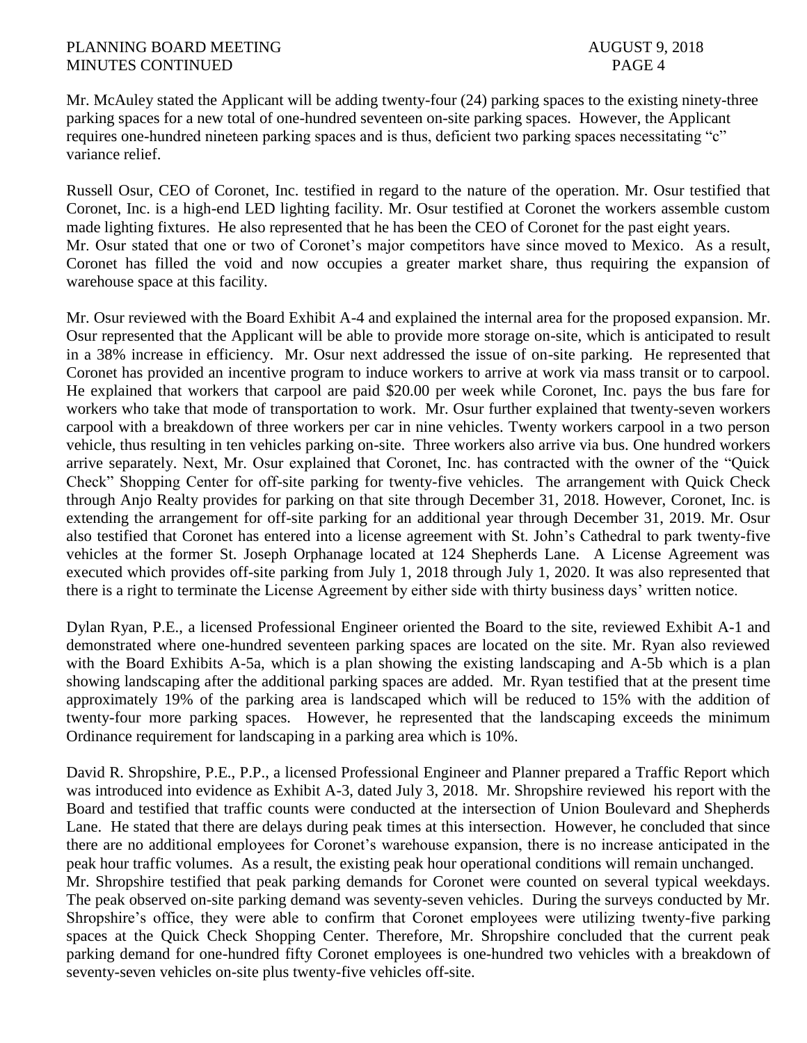Mr. McAuley stated the Applicant will be adding twenty-four (24) parking spaces to the existing ninety-three parking spaces for a new total of one-hundred seventeen on-site parking spaces. However, the Applicant requires one-hundred nineteen parking spaces and is thus, deficient two parking spaces necessitating "c" variance relief.

Russell Osur, CEO of Coronet, Inc. testified in regard to the nature of the operation. Mr. Osur testified that Coronet, Inc. is a high-end LED lighting facility. Mr. Osur testified at Coronet the workers assemble custom made lighting fixtures. He also represented that he has been the CEO of Coronet for the past eight years. Mr. Osur stated that one or two of Coronet's major competitors have since moved to Mexico. As a result, Coronet has filled the void and now occupies a greater market share, thus requiring the expansion of warehouse space at this facility.

Mr. Osur reviewed with the Board Exhibit A-4 and explained the internal area for the proposed expansion. Mr. Osur represented that the Applicant will be able to provide more storage on-site, which is anticipated to result in a 38% increase in efficiency. Mr. Osur next addressed the issue of on-site parking. He represented that Coronet has provided an incentive program to induce workers to arrive at work via mass transit or to carpool. He explained that workers that carpool are paid $20.00 per week while Coronet, Inc. pays the bus fare for workers who take that mode of transportation to work. Mr. Osur further explained that twenty-seven workers carpool with a breakdown of three workers per car in nine vehicles. Twenty workers carpool in a two person vehicle, thus resulting in ten vehicles parking on-site. Three workers also arrive via bus. One hundred workers arrive separately. Next, Mr. Osur explained that Coronet, Inc. has contracted with the owner of the "Quick Check" Shopping Center for off-site parking for twenty-five vehicles. The arrangement with Quick Check through Anjo Realty provides for parking on that site through December 31, 2018. However, Coronet, Inc. is extending the arrangement for off-site parking for an additional year through December 31, 2019. Mr. Osur also testified that Coronet has entered into a license agreement with St. John's Cathedral to park twenty-five vehicles at the former St. Joseph Orphanage located at 124 Shepherds Lane. A License Agreement was executed which provides off-site parking from July 1, 2018 through July 1, 2020. It was also represented that there is a right to terminate the License Agreement by either side with thirty business days' written notice.

Dylan Ryan, P.E., a licensed Professional Engineer oriented the Board to the site, reviewed Exhibit A-1 and demonstrated where one-hundred seventeen parking spaces are located on the site. Mr. Ryan also reviewed with the Board Exhibits A-5a, which is a plan showing the existing landscaping and A-5b which is a plan showing landscaping after the additional parking spaces are added. Mr. Ryan testified that at the present time approximately 19% of the parking area is landscaped which will be reduced to 15% with the addition of twenty-four more parking spaces. However, he represented that the landscaping exceeds the minimum Ordinance requirement for landscaping in a parking area which is 10%.

David R. Shropshire, P.E., P.P., a licensed Professional Engineer and Planner prepared a Traffic Report which was introduced into evidence as Exhibit A-3, dated July 3, 2018. Mr. Shropshire reviewed his report with the Board and testified that traffic counts were conducted at the intersection of Union Boulevard and Shepherds Lane. He stated that there are delays during peak times at this intersection. However, he concluded that since there are no additional employees for Coronet's warehouse expansion, there is no increase anticipated in the peak hour traffic volumes. As a result, the existing peak hour operational conditions will remain unchanged. Mr. Shropshire testified that peak parking demands for Coronet were counted on several typical weekdays. The peak observed on-site parking demand was seventy-seven vehicles. During the surveys conducted by Mr. Shropshire's office, they were able to confirm that Coronet employees were utilizing twenty-five parking spaces at the Quick Check Shopping Center. Therefore, Mr. Shropshire concluded that the current peak parking demand for one-hundred fifty Coronet employees is one-hundred two vehicles with a breakdown of seventy-seven vehicles on-site plus twenty-five vehicles off-site.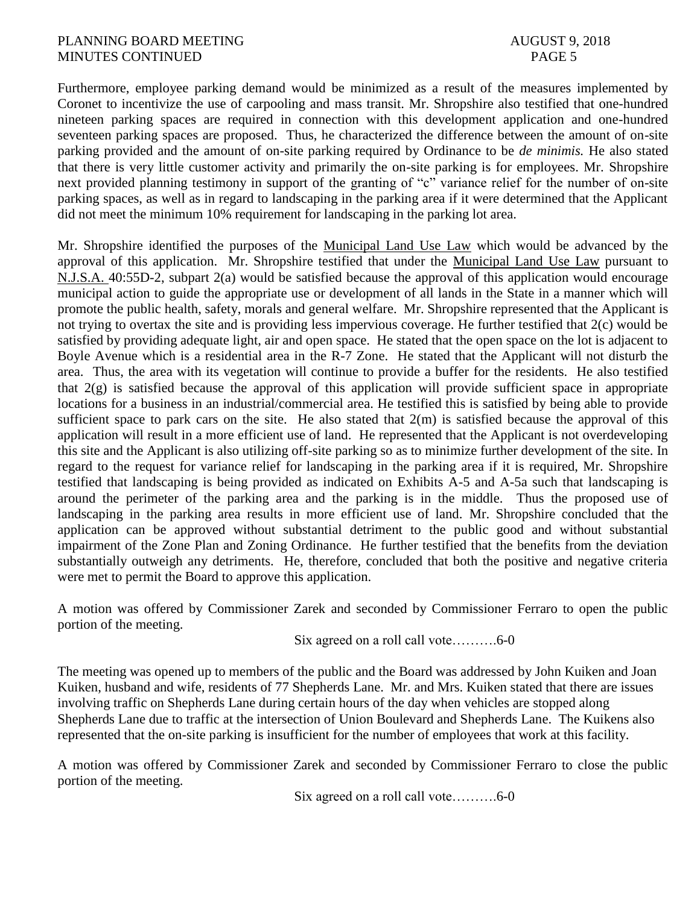Furthermore, employee parking demand would be minimized as a result of the measures implemented by Coronet to incentivize the use of carpooling and mass transit. Mr. Shropshire also testified that one-hundred nineteen parking spaces are required in connection with this development application and one-hundred seventeen parking spaces are proposed. Thus, he characterized the difference between the amount of on-site parking provided and the amount of on-site parking required by Ordinance to be *de minimis.* He also stated that there is very little customer activity and primarily the on-site parking is for employees. Mr. Shropshire next provided planning testimony in support of the granting of "c" variance relief for the number of on-site parking spaces, as well as in regard to landscaping in the parking area if it were determined that the Applicant did not meet the minimum 10% requirement for landscaping in the parking lot area.

Mr. Shropshire identified the purposes of the Municipal Land Use Law which would be advanced by the approval of this application. Mr. Shropshire testified that under the Municipal Land Use Law pursuant to N.J.S.A. 40:55D-2, subpart 2(a) would be satisfied because the approval of this application would encourage municipal action to guide the appropriate use or development of all lands in the State in a manner which will promote the public health, safety, morals and general welfare. Mr. Shropshire represented that the Applicant is not trying to overtax the site and is providing less impervious coverage. He further testified that 2(c) would be satisfied by providing adequate light, air and open space. He stated that the open space on the lot is adjacent to Boyle Avenue which is a residential area in the R-7 Zone. He stated that the Applicant will not disturb the area. Thus, the area with its vegetation will continue to provide a buffer for the residents. He also testified that 2(g) is satisfied because the approval of this application will provide sufficient space in appropriate locations for a business in an industrial/commercial area. He testified this is satisfied by being able to provide sufficient space to park cars on the site. He also stated that 2(m) is satisfied because the approval of this application will result in a more efficient use of land. He represented that the Applicant is not overdeveloping this site and the Applicant is also utilizing off-site parking so as to minimize further development of the site. In regard to the request for variance relief for landscaping in the parking area if it is required, Mr. Shropshire testified that landscaping is being provided as indicated on Exhibits A-5 and A-5a such that landscaping is around the perimeter of the parking area and the parking is in the middle. Thus the proposed use of landscaping in the parking area results in more efficient use of land. Mr. Shropshire concluded that the application can be approved without substantial detriment to the public good and without substantial impairment of the Zone Plan and Zoning Ordinance. He further testified that the benefits from the deviation substantially outweigh any detriments. He, therefore, concluded that both the positive and negative criteria were met to permit the Board to approve this application.

A motion was offered by Commissioner Zarek and seconded by Commissioner Ferraro to open the public portion of the meeting.

Six agreed on a roll call vote……….6-0

The meeting was opened up to members of the public and the Board was addressed by John Kuiken and Joan Kuiken, husband and wife, residents of 77 Shepherds Lane. Mr. and Mrs. Kuiken stated that there are issues involving traffic on Shepherds Lane during certain hours of the day when vehicles are stopped along Shepherds Lane due to traffic at the intersection of Union Boulevard and Shepherds Lane. The Kuikens also represented that the on-site parking is insufficient for the number of employees that work at this facility.

A motion was offered by Commissioner Zarek and seconded by Commissioner Ferraro to close the public portion of the meeting.

Six agreed on a roll call vote……….6-0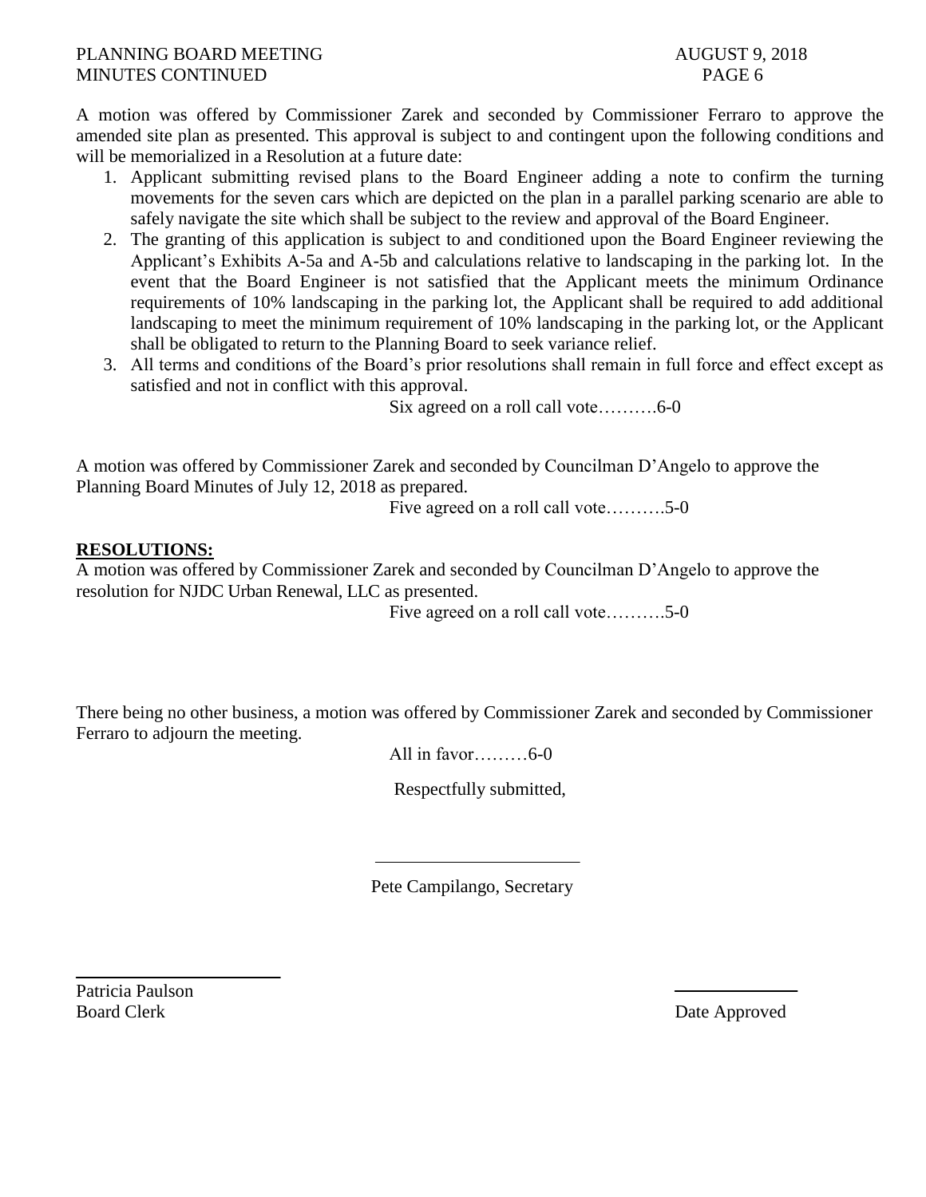A motion was offered by Commissioner Zarek and seconded by Commissioner Ferraro to approve the amended site plan as presented. This approval is subject to and contingent upon the following conditions and will be memorialized in a Resolution at a future date:

1. Applicant submitting revised plans to the Board Engineer adding a note to confirm the turning movements for the seven cars which are depicted on the plan in a parallel parking scenario are able to safely navigate the site which shall be subject to the review and approval of the Board Engineer.
2. The granting of this application is subject to and conditioned upon the Board Engineer reviewing the Applicant's Exhibits A-5a and A-5b and calculations relative to landscaping in the parking lot. In the event that the Board Engineer is not satisfied that the Applicant meets the minimum Ordinance requirements of 10% landscaping in the parking lot, the Applicant shall be required to add additional landscaping to meet the minimum requirement of 10% landscaping in the parking lot, or the Applicant shall be obligated to return to the Planning Board to seek variance relief.
3. All terms and conditions of the Board's prior resolutions shall remain in full force and effect except as satisfied and not in conflict with this approval.

Six agreed on a roll call vote……….6-0

A motion was offered by Commissioner Zarek and seconded by Councilman D'Angelo to approve the Planning Board Minutes of July 12, 2018 as prepared.

Five agreed on a roll call vote……….5-0

**RESOLUTIONS:**

A motion was offered by Commissioner Zarek and seconded by Councilman D'Angelo to approve the resolution for NJDC Urban Renewal, LLC as presented.

Five agreed on a roll call vote……….5-0

There being no other business, a motion was offered by Commissioner Zarek and seconded by Commissioner Ferraro to adjourn the meeting.

All in favor………6-0

Respectfully submitted,

Pete Campilango, Secretary

Patricia Paulson
Board Clerk

Date Approved